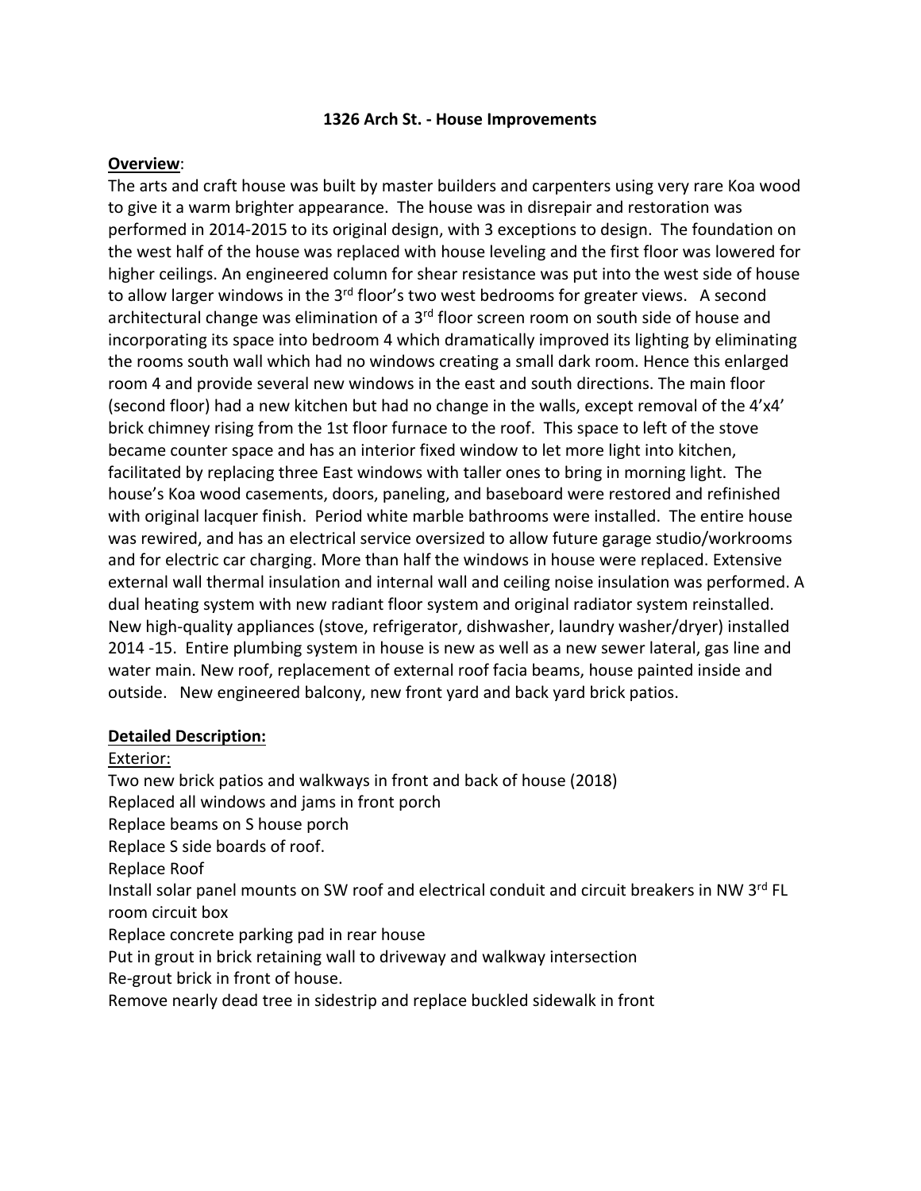**1326 Arch St. - House Improvements**

**Overview**:

The arts and craft house was built by master builders and carpenters using very rare Koa wood to give it a warm brighter appearance. The house was in disrepair and restoration was performed in 2014-2015 to its original design, with 3 exceptions to design. The foundation on the west half of the house was replaced with house leveling and the first floor was lowered for higher ceilings. An engineered column for shear resistance was put into the west side of house to allow larger windows in the 3rd floor's two west bedrooms for greater views. A second architectural change was elimination of a 3rd floor screen room on south side of house and incorporating its space into bedroom 4 which dramatically improved its lighting by eliminating the rooms south wall which had no windows creating a small dark room. Hence this enlarged room 4 and provide several new windows in the east and south directions. The main floor (second floor) had a new kitchen but had no change in the walls, except removal of the 4'x4' brick chimney rising from the 1st floor furnace to the roof. This space to left of the stove became counter space and has an interior fixed window to let more light into kitchen, facilitated by replacing three East windows with taller ones to bring in morning light. The house's Koa wood casements, doors, paneling, and baseboard were restored and refinished with original lacquer finish. Period white marble bathrooms were installed. The entire house was rewired, and has an electrical service oversized to allow future garage studio/workrooms and for electric car charging. More than half the windows in house were replaced. Extensive external wall thermal insulation and internal wall and ceiling noise insulation was performed. A dual heating system with new radiant floor system and original radiator system reinstalled. New high-quality appliances (stove, refrigerator, dishwasher, laundry washer/dryer) installed 2014 -15. Entire plumbing system in house is new as well as a new sewer lateral, gas line and water main. New roof, replacement of external roof facia beams, house painted inside and outside. New engineered balcony, new front yard and back yard brick patios.

**Detailed Description:**

Exterior:

Two new brick patios and walkways in front and back of house (2018)
Replaced all windows and jams in front porch
Replace beams on S house porch
Replace S side boards of roof.
Replace Roof
Install solar panel mounts on SW roof and electrical conduit and circuit breakers in NW 3rd FL room circuit box
Replace concrete parking pad in rear house
Put in grout in brick retaining wall to driveway and walkway intersection
Re-grout brick in front of house.
Remove nearly dead tree in sidestrip and replace buckled sidewalk in front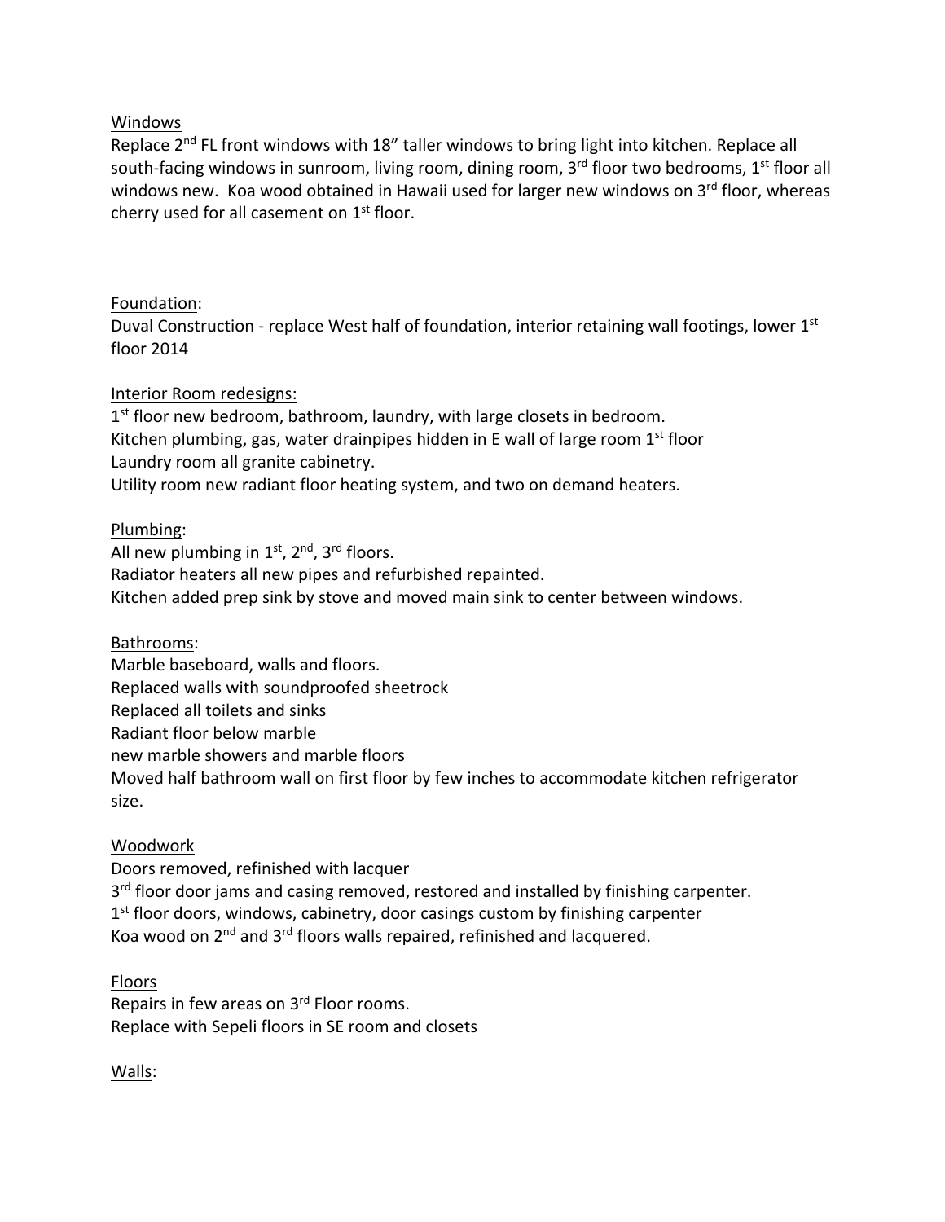Windows

Replace 2nd FL front windows with 18" taller windows to bring light into kitchen. Replace all south-facing windows in sunroom, living room, dining room, 3rd floor two bedrooms, 1st floor all windows new. Koa wood obtained in Hawaii used for larger new windows on 3rd floor, whereas cherry used for all casement on 1st floor.

Foundation:

Duval Construction - replace West half of foundation, interior retaining wall footings, lower 1st floor 2014

Interior Room redesigns:

1st floor new bedroom, bathroom, laundry, with large closets in bedroom.
Kitchen plumbing, gas, water drainpipes hidden in E wall of large room 1st floor
Laundry room all granite cabinetry.
Utility room new radiant floor heating system, and two on demand heaters.

Plumbing:

All new plumbing in 1st, 2nd, 3rd floors.
Radiator heaters all new pipes and refurbished repainted.
Kitchen added prep sink by stove and moved main sink to center between windows.

Bathrooms:

Marble baseboard, walls and floors.
Replaced walls with soundproofed sheetrock
Replaced all toilets and sinks
Radiant floor below marble
new marble showers and marble floors
Moved half bathroom wall on first floor by few inches to accommodate kitchen refrigerator size.

Woodwork

Doors removed, refinished with lacquer
3rd floor door jams and casing removed, restored and installed by finishing carpenter.
1st floor doors, windows, cabinetry, door casings custom by finishing carpenter
Koa wood on 2nd and 3rd floors walls repaired, refinished and lacquered.

Floors

Repairs in few areas on 3rd Floor rooms.
Replace with Sepeli floors in SE room and closets

Walls: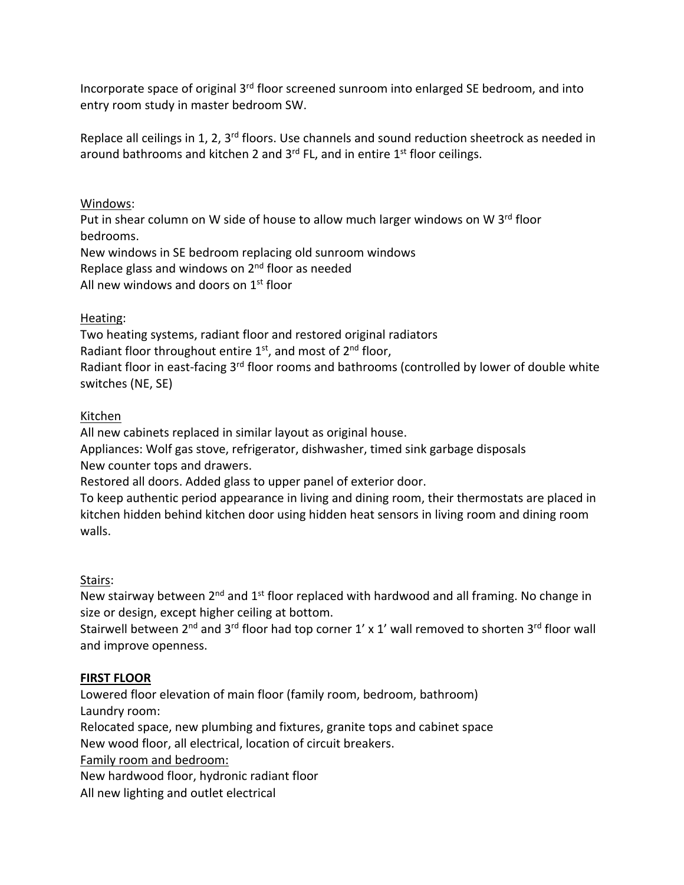Incorporate space of original 3rd floor screened sunroom into enlarged SE bedroom, and into entry room study in master bedroom SW.

Replace all ceilings in 1, 2, 3rd floors. Use channels and sound reduction sheetrock as needed in around bathrooms and kitchen 2 and 3rd FL, and in entire 1st floor ceilings.

Windows:

Put in shear column on W side of house to allow much larger windows on W 3rd floor bedrooms.
New windows in SE bedroom replacing old sunroom windows
Replace glass and windows on 2nd floor as needed
All new windows and doors on 1st floor

Heating:

Two heating systems, radiant floor and restored original radiators
Radiant floor throughout entire 1st, and most of 2nd floor,
Radiant floor in east-facing 3rd floor rooms and bathrooms (controlled by lower of double white switches (NE, SE)

Kitchen

All new cabinets replaced in similar layout as original house.
Appliances: Wolf gas stove, refrigerator, dishwasher, timed sink garbage disposals
New counter tops and drawers.
Restored all doors. Added glass to upper panel of exterior door.
To keep authentic period appearance in living and dining room, their thermostats are placed in kitchen hidden behind kitchen door using hidden heat sensors in living room and dining room walls.

Stairs:

New stairway between 2nd and 1st floor replaced with hardwood and all framing. No change in size or design, except higher ceiling at bottom.
Stairwell between 2nd and 3rd floor had top corner 1' x 1' wall removed to shorten 3rd floor wall and improve openness.

**FIRST FLOOR**

Lowered floor elevation of main floor (family room, bedroom, bathroom)
Laundry room:
Relocated space, new plumbing and fixtures, granite tops and cabinet space
New wood floor, all electrical, location of circuit breakers.
Family room and bedroom:
New hardwood floor, hydronic radiant floor
All new lighting and outlet electrical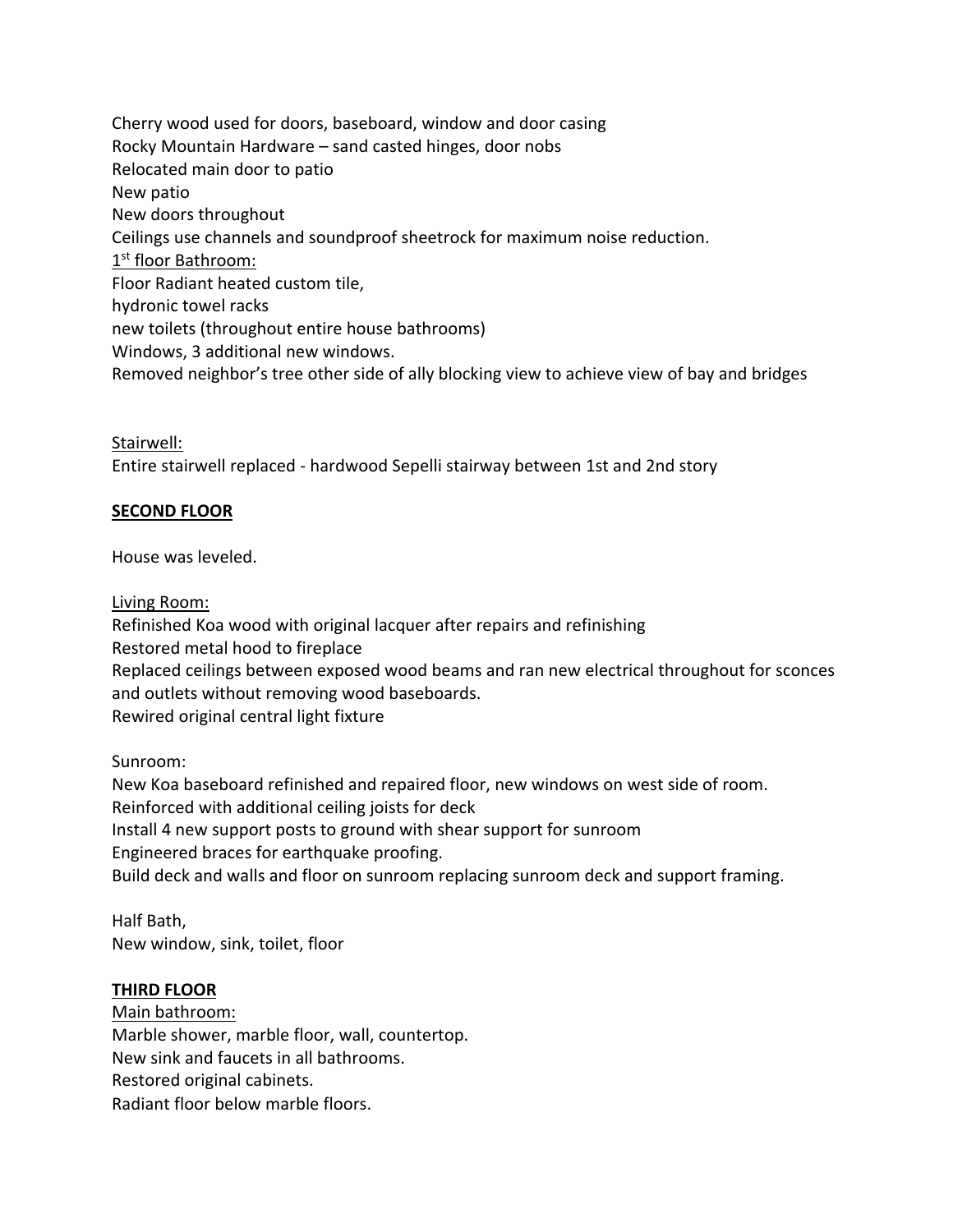Cherry wood used for doors, baseboard, window and door casing
Rocky Mountain Hardware – sand casted hinges, door nobs
Relocated main door to patio
New patio
New doors throughout
Ceilings use channels and soundproof sheetrock for maximum noise reduction.

1st floor Bathroom:

Floor Radiant heated custom tile,
hydronic towel racks
new toilets (throughout entire house bathrooms)
Windows, 3 additional new windows.
Removed neighbor's tree other side of ally blocking view to achieve view of bay and bridges

Stairwell:

Entire stairwell replaced - hardwood Sepelli stairway between 1st and 2nd story

**SECOND FLOOR**

House was leveled.

Living Room:

Refinished Koa wood with original lacquer after repairs and refinishing
Restored metal hood to fireplace
Replaced ceilings between exposed wood beams and ran new electrical throughout for sconces and outlets without removing wood baseboards.
Rewired original central light fixture

Sunroom:

New Koa baseboard refinished and repaired floor, new windows on west side of room.
Reinforced with additional ceiling joists for deck
Install 4 new support posts to ground with shear support for sunroom
Engineered braces for earthquake proofing.
Build deck and walls and floor on sunroom replacing sunroom deck and support framing.

Half Bath,

New window, sink, toilet, floor

**THIRD FLOOR**

Main bathroom:

Marble shower, marble floor, wall, countertop.
New sink and faucets in all bathrooms.
Restored original cabinets.
Radiant floor below marble floors.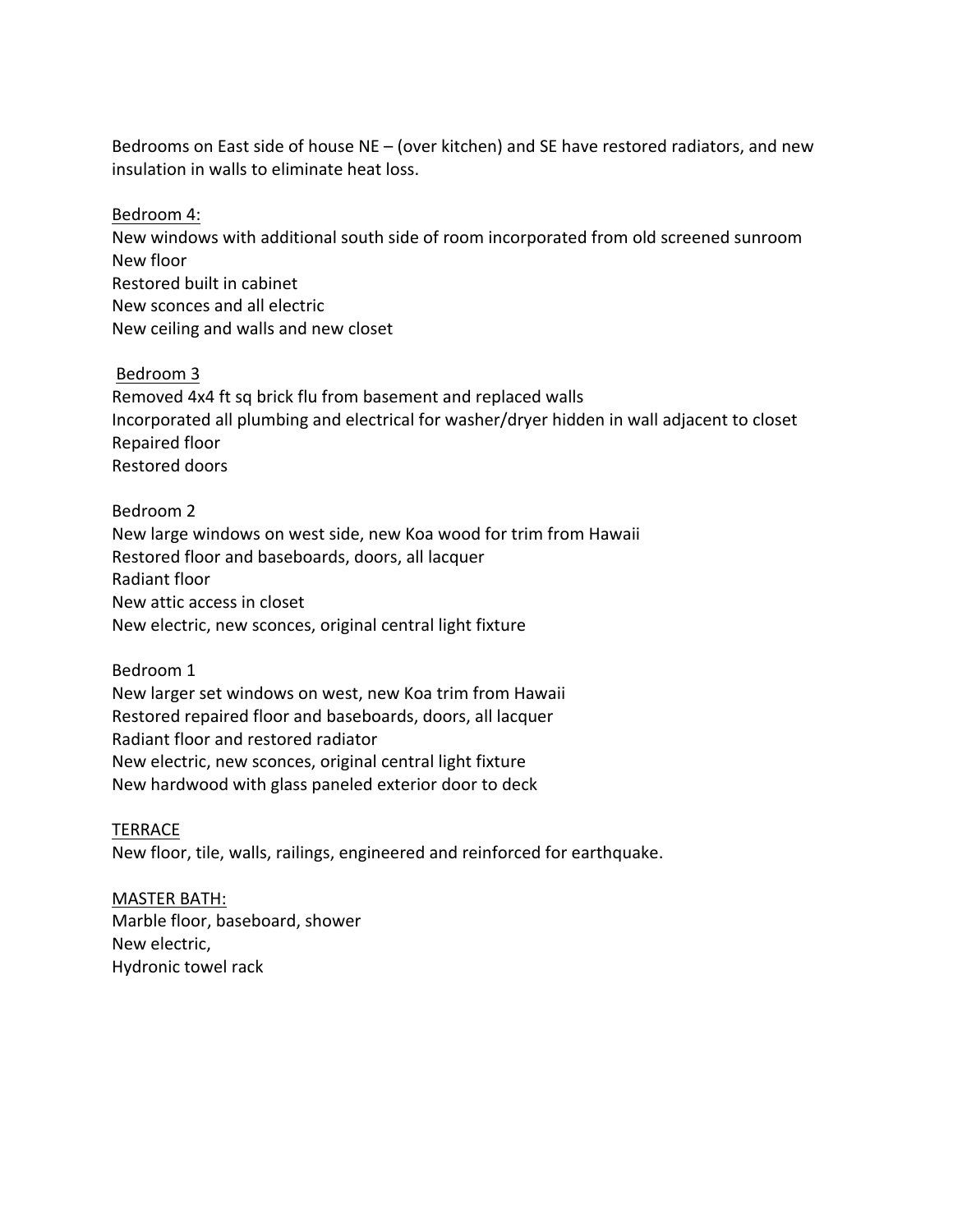Bedrooms on East side of house NE – (over kitchen) and SE have restored radiators, and new insulation in walls to eliminate heat loss.

Bedroom 4:

New windows with additional south side of room incorporated from old screened sunroom
New floor
Restored built in cabinet
New sconces and all electric
New ceiling and walls and new closet

Bedroom 3

Removed 4x4 ft sq brick flu from basement and replaced walls
Incorporated all plumbing and electrical for washer/dryer hidden in wall adjacent to closet
Repaired floor
Restored doors

Bedroom 2

New large windows on west side, new Koa wood for trim from Hawaii
Restored floor and baseboards, doors, all lacquer
Radiant floor
New attic access in closet
New electric, new sconces, original central light fixture

Bedroom 1

New larger set windows on west, new Koa trim from Hawaii
Restored repaired floor and baseboards, doors, all lacquer
Radiant floor and restored radiator
New electric, new sconces, original central light fixture
New hardwood with glass paneled exterior door to deck

TERRACE

New floor, tile, walls, railings, engineered and reinforced for earthquake.

MASTER BATH:

Marble floor, baseboard, shower
New electric,
Hydronic towel rack